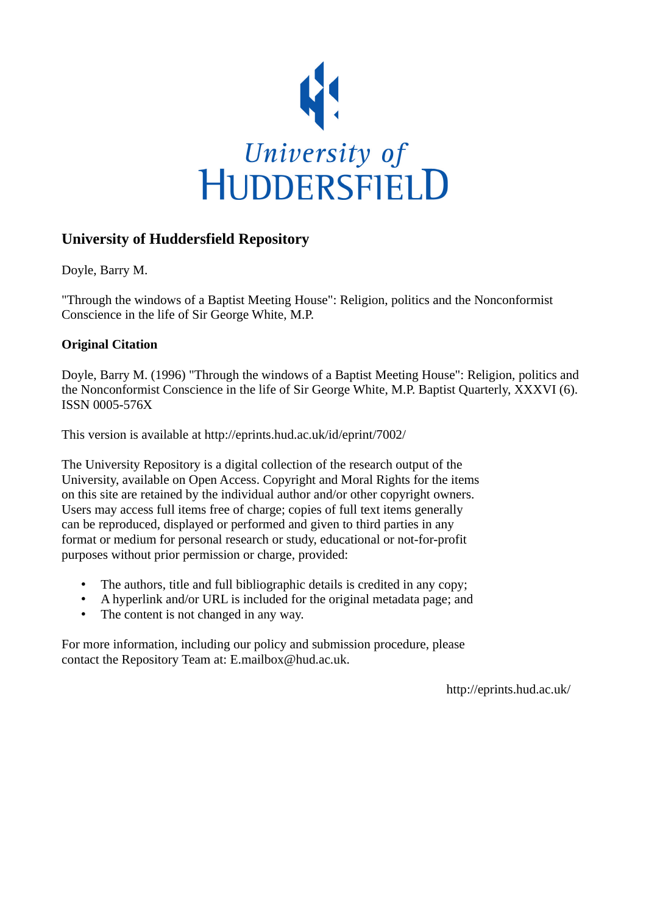University of HUDDERSFIELD

## University of Huddersfield Repository

Doyle, Barry M.

"Through the windows of a Baptist Meeting House": Religion, politics and the Nonconformist Conscience in the life of Sir George White, M.P.

### Original Citation

Doyle, Barry M. (1996) "Through the windows of a Baptist Meeting House": Religion, politics and the Nonconformist Conscience in the life of Sir George White, M.P. Baptist Quarterly, XXXVI (6). ISSN 0005-576X

This version is available at http://eprints.hud.ac.uk/id/eprint/7002/

The University Repository is a digital collection of the research output of the University, available on Open Access. Copyright and Moral Rights for the items on this site are retained by the individual author and/or other copyright owners. Users may access full items free of charge; copies of full text items generally can be reproduced, displayed or performed and given to third parties in any format or medium for personal research or study, educational or not-for-profit purposes without prior permission or charge, provided:

- The authors, title and full bibliographic details is credited in any copy;
- A hyperlink and/or URL is included for the original metadata page; and
- The content is not changed in any way.

For more information, including our policy and submission procedure, please contact the Repository Team at: E.mailbox@hud.ac.uk.

http://eprints.hud.ac.uk/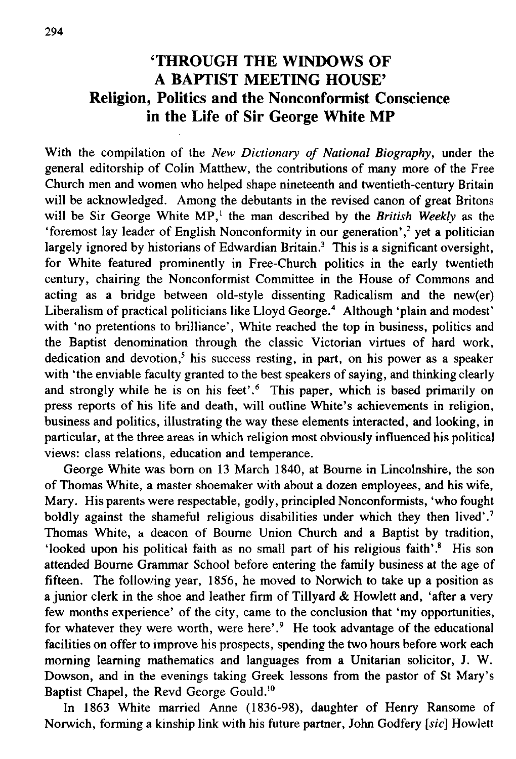# 'THROUGH THE WINDOWS OF A BAPTIST MEETING HOUSE'

## Religion, Politics and the Nonconformist Conscience in the Life of Sir George White MP

With the compilation of the *New Dictionary of National Biography*, under the general editorship of Colin Matthew, the contributions of many more of the Free Church men and women who helped shape nineteenth and twentieth-century Britain will be acknowledged. Among the debutants in the revised canon of great Britons will be Sir George White MP,[1] the man described by the *British Weekly* as the 'foremost lay leader of English Nonconformity in our generation',[2] yet a politician largely ignored by historians of Edwardian Britain.[3] This is a significant oversight, for White featured prominently in Free-Church politics in the early twentieth century, chairing the Nonconformist Committee in the House of Commons and acting as a bridge between old-style dissenting Radicalism and the new(er) Liberalism of practical politicians like Lloyd George.[4] Although 'plain and modest' with 'no pretentions to brilliance', White reached the top in business, politics and the Baptist denomination through the classic Victorian virtues of hard work, dedication and devotion,[5] his success resting, in part, on his power as a speaker with 'the enviable faculty granted to the best speakers of saying, and thinking clearly and strongly while he is on his feet'.[6] This paper, which is based primarily on press reports of his life and death, will outline White's achievements in religion, business and politics, illustrating the way these elements interacted, and looking, in particular, at the three areas in which religion most obviously influenced his political views: class relations, education and temperance.

George White was born on 13 March 1840, at Bourne in Lincolnshire, the son of Thomas White, a master shoemaker with about a dozen employees, and his wife, Mary. His parents were respectable, godly, principled Nonconformists, 'who fought boldly against the shameful religious disabilities under which they then lived'.[7] Thomas White, a deacon of Bourne Union Church and a Baptist by tradition, 'looked upon his political faith as no small part of his religious faith'.[8] His son attended Bourne Grammar School before entering the family business at the age of fifteen. The following year, 1856, he moved to Norwich to take up a position as a junior clerk in the shoe and leather firm of Tillyard & Howlett and, 'after a very few months experience' of the city, came to the conclusion that 'my opportunities, for whatever they were worth, were here'.[9] He took advantage of the educational facilities on offer to improve his prospects, spending the two hours before work each morning learning mathematics and languages from a Unitarian solicitor, J. W. Dowson, and in the evenings taking Greek lessons from the pastor of St Mary's Baptist Chapel, the Revd George Gould.[10]

In 1863 White married Anne (1836-98), daughter of Henry Ransome of Norwich, forming a kinship link with his future partner, John Godfery [*sic*] Howlett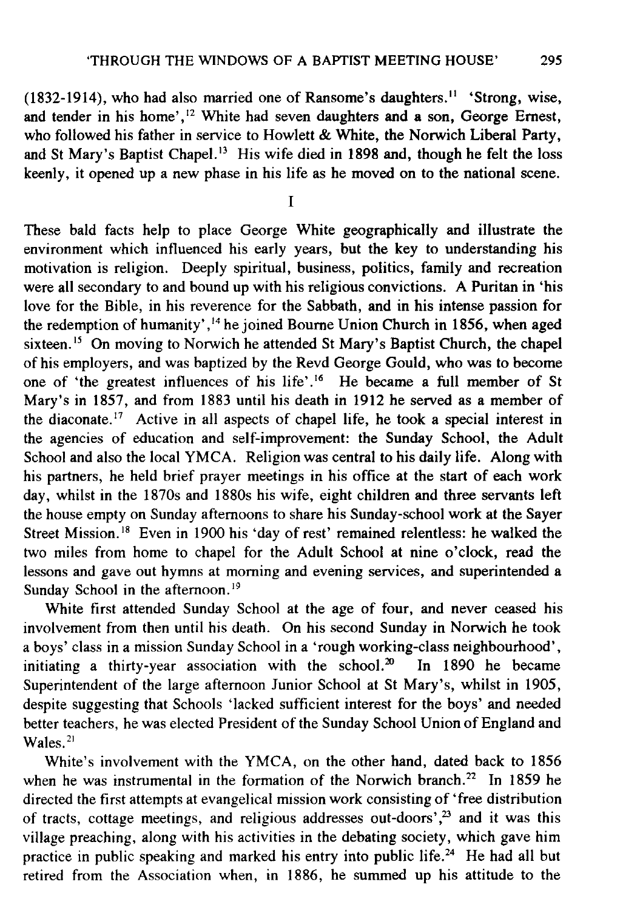(1832-1914), who had also married one of Ransome's daughters.[11] 'Strong, wise, and tender in his home',[12] White had seven daughters and a son, George Ernest, who followed his father in service to Howlett & White, the Norwich Liberal Party, and St Mary's Baptist Chapel.[13] His wife died in 1898 and, though he felt the loss keenly, it opened up a new phase in his life as he moved on to the national scene.

I

These bald facts help to place George White geographically and illustrate the environment which influenced his early years, but the key to understanding his motivation is religion. Deeply spiritual, business, politics, family and recreation were all secondary to and bound up with his religious convictions. A Puritan in 'his love for the Bible, in his reverence for the Sabbath, and in his intense passion for the redemption of humanity',[14] he joined Bourne Union Church in 1856, when aged sixteen.[15] On moving to Norwich he attended St Mary's Baptist Church, the chapel of his employers, and was baptized by the Revd George Gould, who was to become one of 'the greatest influences of his life'.[16] He became a full member of St Mary's in 1857, and from 1883 until his death in 1912 he served as a member of the diaconate.[17] Active in all aspects of chapel life, he took a special interest in the agencies of education and self-improvement: the Sunday School, the Adult School and also the local YMCA. Religion was central to his daily life. Along with his partners, he held brief prayer meetings in his office at the start of each work day, whilst in the 1870s and 1880s his wife, eight children and three servants left the house empty on Sunday afternoons to share his Sunday-school work at the Sayer Street Mission.[18] Even in 1900 his 'day of rest' remained relentless: he walked the two miles from home to chapel for the Adult School at nine o'clock, read the lessons and gave out hymns at morning and evening services, and superintended a Sunday School in the afternoon.[19]

White first attended Sunday School at the age of four, and never ceased his involvement from then until his death. On his second Sunday in Norwich he took a boys' class in a mission Sunday School in a 'rough working-class neighbourhood', initiating a thirty-year association with the school.[20] In 1890 he became Superintendent of the large afternoon Junior School at St Mary's, whilst in 1905, despite suggesting that Schools 'lacked sufficient interest for the boys' and needed better teachers, he was elected President of the Sunday School Union of England and Wales.[21]

White's involvement with the YMCA, on the other hand, dated back to 1856 when he was instrumental in the formation of the Norwich branch.[22] In 1859 he directed the first attempts at evangelical mission work consisting of 'free distribution of tracts, cottage meetings, and religious addresses out-doors',[23] and it was this village preaching, along with his activities in the debating society, which gave him practice in public speaking and marked his entry into public life.[24] He had all but retired from the Association when, in 1886, he summed up his attitude to the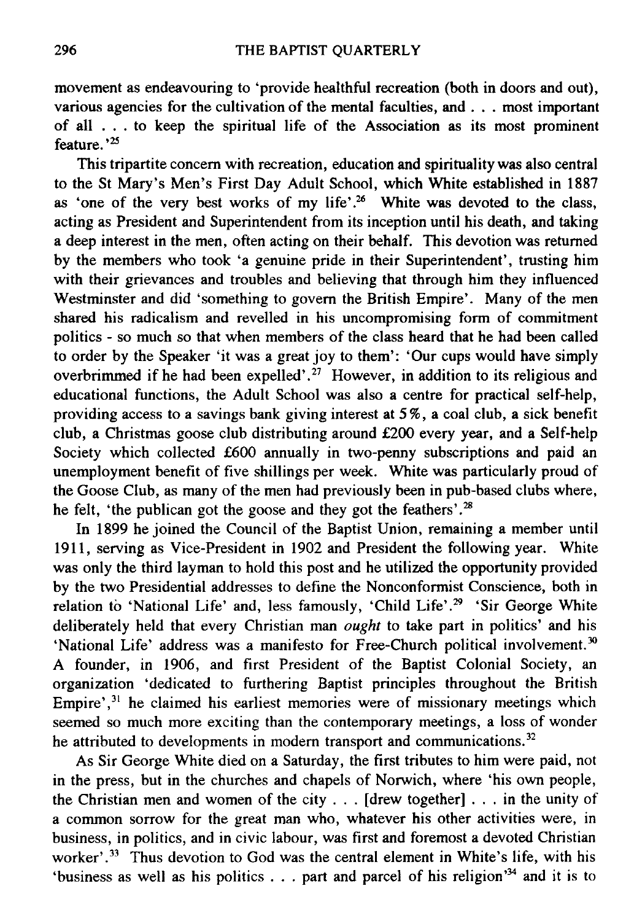movement as endeavouring to 'provide healthful recreation (both in doors and out), various agencies for the cultivation of the mental faculties, and . . . most important of all . . . to keep the spiritual life of the Association as its most prominent feature.'[25]

This tripartite concern with recreation, education and spirituality was also central to the St Mary's Men's First Day Adult School, which White established in 1887 as 'one of the very best works of my life'.[26] White was devoted to the class, acting as President and Superintendent from its inception until his death, and taking a deep interest in the men, often acting on their behalf. This devotion was returned by the members who took 'a genuine pride in their Superintendent', trusting him with their grievances and troubles and believing that through him they influenced Westminster and did 'something to govern the British Empire'. Many of the men shared his radicalism and revelled in his uncompromising form of commitment politics - so much so that when members of the class heard that he had been called to order by the Speaker 'it was a great joy to them': 'Our cups would have simply overbrimmed if he had been expelled'.[27] However, in addition to its religious and educational functions, the Adult School was also a centre for practical self-help, providing access to a savings bank giving interest at 5%, a coal club, a sick benefit club, a Christmas goose club distributing around £200 every year, and a Self-help Society which collected £600 annually in two-penny subscriptions and paid an unemployment benefit of five shillings per week. White was particularly proud of the Goose Club, as many of the men had previously been in pub-based clubs where, he felt, 'the publican got the goose and they got the feathers'.[28]

In 1899 he joined the Council of the Baptist Union, remaining a member until 1911, serving as Vice-President in 1902 and President the following year. White was only the third layman to hold this post and he utilized the opportunity provided by the two Presidential addresses to define the Nonconformist Conscience, both in relation to 'National Life' and, less famously, 'Child Life'.[29] 'Sir George White deliberately held that every Christian man *ought* to take part in politics' and his 'National Life' address was a manifesto for Free-Church political involvement.[30] A founder, in 1906, and first President of the Baptist Colonial Society, an organization 'dedicated to furthering Baptist principles throughout the British Empire',[31] he claimed his earliest memories were of missionary meetings which seemed so much more exciting than the contemporary meetings, a loss of wonder he attributed to developments in modern transport and communications.[32]

As Sir George White died on a Saturday, the first tributes to him were paid, not in the press, but in the churches and chapels of Norwich, where 'his own people, the Christian men and women of the city . . . [drew together] . . . in the unity of a common sorrow for the great man who, whatever his other activities were, in business, in politics, and in civic labour, was first and foremost a devoted Christian worker'.[33] Thus devotion to God was the central element in White's life, with his 'business as well as his politics . . . part and parcel of his religion'[34] and it is to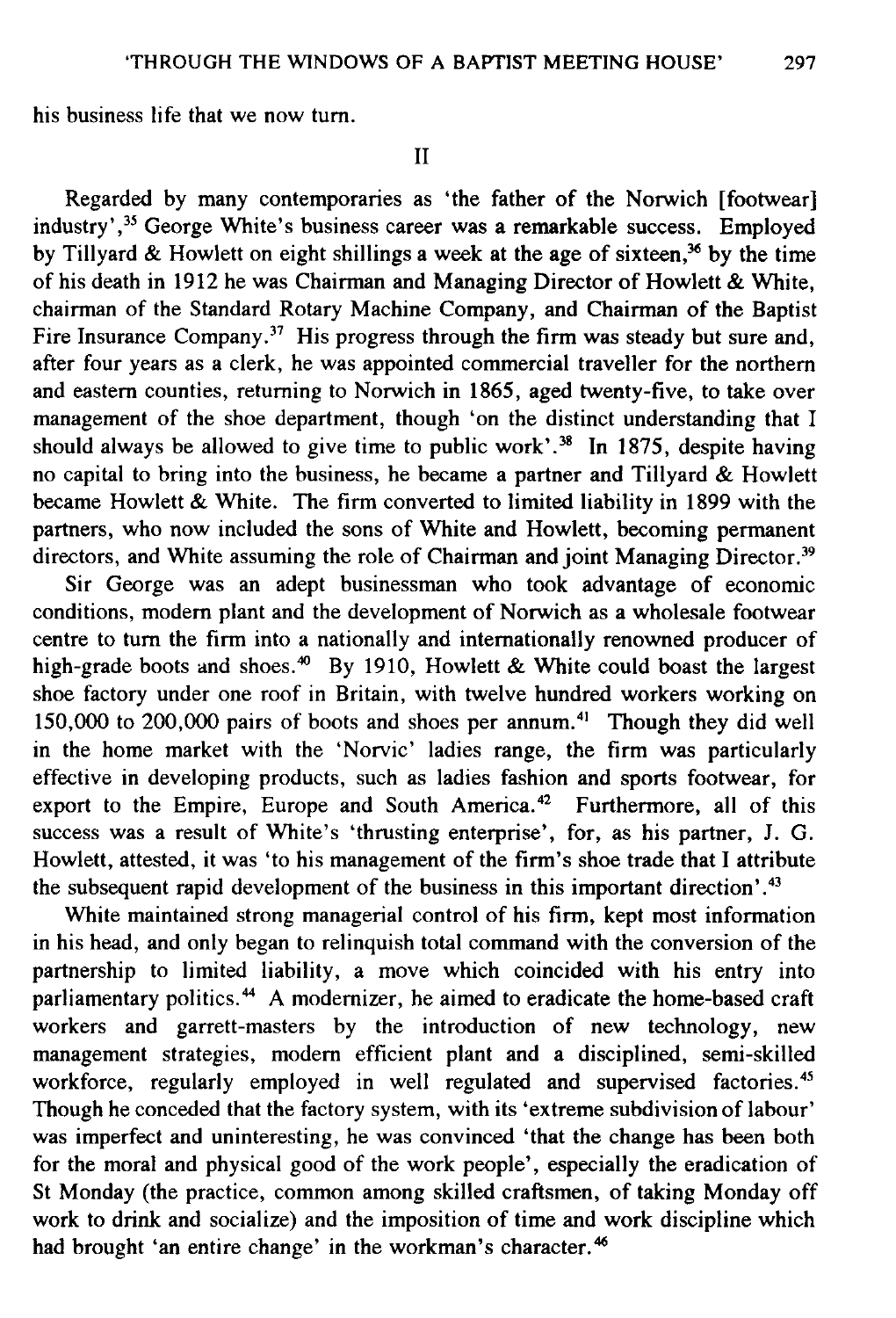his business life that we now turn.

II

Regarded by many contemporaries as 'the father of the Norwich [footwear] industry',[35] George White's business career was a remarkable success. Employed by Tillyard & Howlett on eight shillings a week at the age of sixteen,[36] by the time of his death in 1912 he was Chairman and Managing Director of Howlett & White, chairman of the Standard Rotary Machine Company, and Chairman of the Baptist Fire Insurance Company.[37] His progress through the firm was steady but sure and, after four years as a clerk, he was appointed commercial traveller for the northern and eastern counties, returning to Norwich in 1865, aged twenty-five, to take over management of the shoe department, though 'on the distinct understanding that I should always be allowed to give time to public work'.[38] In 1875, despite having no capital to bring into the business, he became a partner and Tillyard & Howlett became Howlett & White. The firm converted to limited liability in 1899 with the partners, who now included the sons of White and Howlett, becoming permanent directors, and White assuming the role of Chairman and joint Managing Director.[39]

Sir George was an adept businessman who took advantage of economic conditions, modern plant and the development of Norwich as a wholesale footwear centre to turn the firm into a nationally and internationally renowned producer of high-grade boots and shoes.[40] By 1910, Howlett & White could boast the largest shoe factory under one roof in Britain, with twelve hundred workers working on 150,000 to 200,000 pairs of boots and shoes per annum.[41] Though they did well in the home market with the 'Norvic' ladies range, the firm was particularly effective in developing products, such as ladies fashion and sports footwear, for export to the Empire, Europe and South America.[42] Furthermore, all of this success was a result of White's 'thrusting enterprise', for, as his partner, J. G. Howlett, attested, it was 'to his management of the firm's shoe trade that I attribute the subsequent rapid development of the business in this important direction'.[43]

White maintained strong managerial control of his firm, kept most information in his head, and only began to relinquish total command with the conversion of the partnership to limited liability, a move which coincided with his entry into parliamentary politics.[44] A modernizer, he aimed to eradicate the home-based craft workers and garrett-masters by the introduction of new technology, new management strategies, modern efficient plant and a disciplined, semi-skilled workforce, regularly employed in well regulated and supervised factories.[45] Though he conceded that the factory system, with its 'extreme subdivision of labour' was imperfect and uninteresting, he was convinced 'that the change has been both for the moral and physical good of the work people', especially the eradication of St Monday (the practice, common among skilled craftsmen, of taking Monday off work to drink and socialize) and the imposition of time and work discipline which had brought 'an entire change' in the workman's character.[46]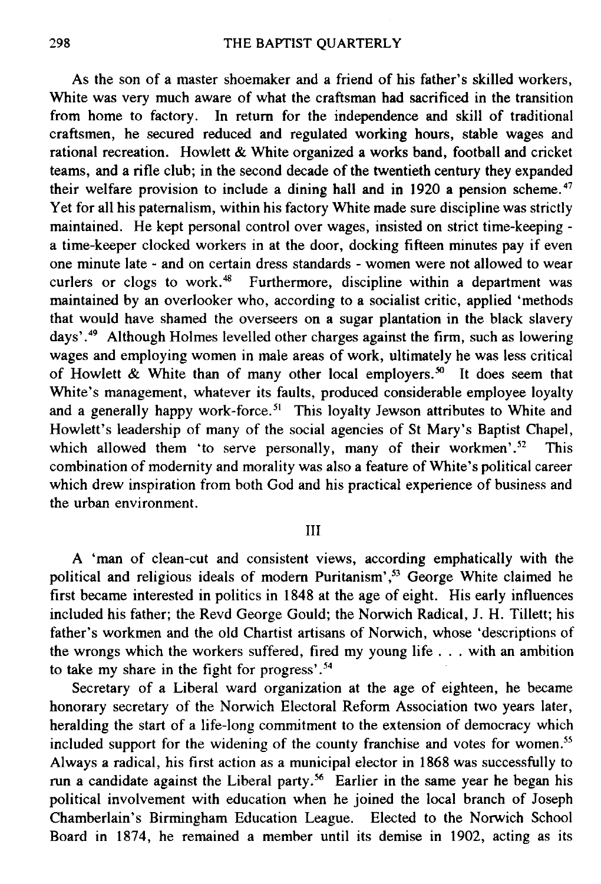As the son of a master shoemaker and a friend of his father's skilled workers, White was very much aware of what the craftsman had sacrificed in the transition from home to factory. In return for the independence and skill of traditional craftsmen, he secured reduced and regulated working hours, stable wages and rational recreation. Howlett & White organized a works band, football and cricket teams, and a rifle club; in the second decade of the twentieth century they expanded their welfare provision to include a dining hall and in 1920 a pension scheme.[47] Yet for all his paternalism, within his factory White made sure discipline was strictly maintained. He kept personal control over wages, insisted on strict time-keeping - a time-keeper clocked workers in at the door, docking fifteen minutes pay if even one minute late - and on certain dress standards - women were not allowed to wear curlers or clogs to work.[48] Furthermore, discipline within a department was maintained by an overlooker who, according to a socialist critic, applied 'methods that would have shamed the overseers on a sugar plantation in the black slavery days'.[49] Although Holmes levelled other charges against the firm, such as lowering wages and employing women in male areas of work, ultimately he was less critical of Howlett & White than of many other local employers.[50] It does seem that White's management, whatever its faults, produced considerable employee loyalty and a generally happy work-force.[51] This loyalty Jewson attributes to White and Howlett's leadership of many of the social agencies of St Mary's Baptist Chapel, which allowed them 'to serve personally, many of their workmen'.[52] This combination of modernity and morality was also a feature of White's political career which drew inspiration from both God and his practical experience of business and the urban environment.

## III

A 'man of clean-cut and consistent views, according emphatically with the political and religious ideals of modern Puritanism',[53] George White claimed he first became interested in politics in 1848 at the age of eight. His early influences included his father; the Revd George Gould; the Norwich Radical, J. H. Tillett; his father's workmen and the old Chartist artisans of Norwich, whose 'descriptions of the wrongs which the workers suffered, fired my young life . . . with an ambition to take my share in the fight for progress'.[54]

Secretary of a Liberal ward organization at the age of eighteen, he became honorary secretary of the Norwich Electoral Reform Association two years later, heralding the start of a life-long commitment to the extension of democracy which included support for the widening of the county franchise and votes for women.[55] Always a radical, his first action as a municipal elector in 1868 was successfully to run a candidate against the Liberal party.[56] Earlier in the same year he began his political involvement with education when he joined the local branch of Joseph Chamberlain's Birmingham Education League. Elected to the Norwich School Board in 1874, he remained a member until its demise in 1902, acting as its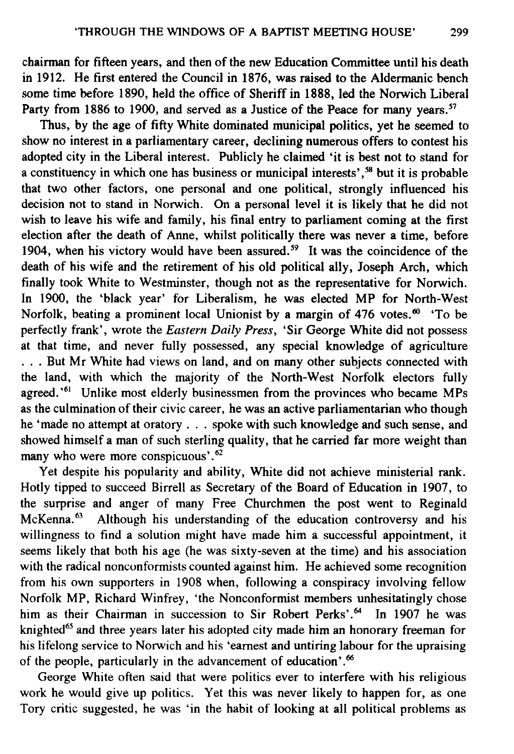chairman for fifteen years, and then of the new Education Committee until his death in 1912. He first entered the Council in 1876, was raised to the Aldermanic bench some time before 1890, held the office of Sheriff in 1888, led the Norwich Liberal Party from 1886 to 1900, and served as a Justice of the Peace for many years.[57]

Thus, by the age of fifty White dominated municipal politics, yet he seemed to show no interest in a parliamentary career, declining numerous offers to contest his adopted city in the Liberal interest. Publicly he claimed 'it is best not to stand for a constituency in which one has business or municipal interests',[58] but it is probable that two other factors, one personal and one political, strongly influenced his decision not to stand in Norwich. On a personal level it is likely that he did not wish to leave his wife and family, his final entry to parliament coming at the first election after the death of Anne, whilst politically there was never a time, before 1904, when his victory would have been assured.[59] It was the coincidence of the death of his wife and the retirement of his old political ally, Joseph Arch, which finally took White to Westminster, though not as the representative for Norwich. In 1900, the 'black year' for Liberalism, he was elected MP for North-West Norfolk, beating a prominent local Unionist by a margin of 476 votes.[60] 'To be perfectly frank', wrote the *Eastern Daily Press*, 'Sir George White did not possess at that time, and never fully possessed, any special knowledge of agriculture . . . But Mr White had views on land, and on many other subjects connected with the land, with which the majority of the North-West Norfolk electors fully agreed.'[61] Unlike most elderly businessmen from the provinces who became MPs as the culmination of their civic career, he was an active parliamentarian who though he 'made no attempt at oratory . . . spoke with such knowledge and such sense, and showed himself a man of such sterling quality, that he carried far more weight than many who were more conspicuous'.[62]

Yet despite his popularity and ability, White did not achieve ministerial rank. Hotly tipped to succeed Birrell as Secretary of the Board of Education in 1907, to the surprise and anger of many Free Churchmen the post went to Reginald McKenna.[63] Although his understanding of the education controversy and his willingness to find a solution might have made him a successful appointment, it seems likely that both his age (he was sixty-seven at the time) and his association with the radical nonconformists counted against him. He achieved some recognition from his own supporters in 1908 when, following a conspiracy involving fellow Norfolk MP, Richard Winfrey, 'the Nonconformist members unhesitatingly chose him as their Chairman in succession to Sir Robert Perks'.[64] In 1907 he was knighted[65] and three years later his adopted city made him an honorary freeman for his lifelong service to Norwich and his 'earnest and untiring labour for the upraising of the people, particularly in the advancement of education'.[66]

George White often said that were politics ever to interfere with his religious work he would give up politics. Yet this was never likely to happen for, as one Tory critic suggested, he was 'in the habit of looking at all political problems as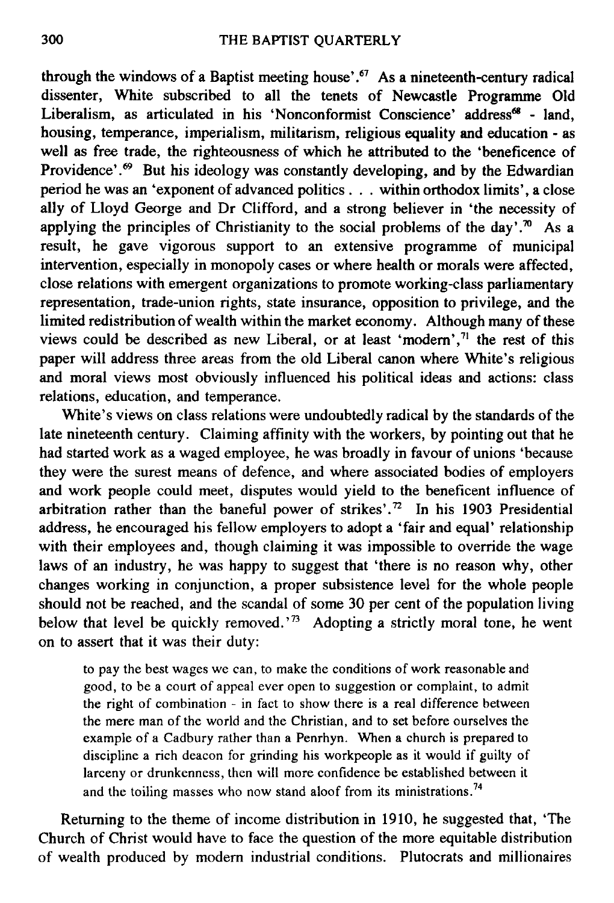through the windows of a Baptist meeting house'.[67] As a nineteenth-century radical dissenter, White subscribed to all the tenets of Newcastle Programme Old Liberalism, as articulated in his 'Nonconformist Conscience' address[68] - land, housing, temperance, imperialism, militarism, religious equality and education - as well as free trade, the righteousness of which he attributed to the 'beneficence of Providence'.[69] But his ideology was constantly developing, and by the Edwardian period he was an 'exponent of advanced politics . . . within orthodox limits', a close ally of Lloyd George and Dr Clifford, and a strong believer in 'the necessity of applying the principles of Christianity to the social problems of the day'.[70] As a result, he gave vigorous support to an extensive programme of municipal intervention, especially in monopoly cases or where health or morals were affected, close relations with emergent organizations to promote working-class parliamentary representation, trade-union rights, state insurance, opposition to privilege, and the limited redistribution of wealth within the market economy. Although many of these views could be described as new Liberal, or at least 'modern',[71] the rest of this paper will address three areas from the old Liberal canon where White's religious and moral views most obviously influenced his political ideas and actions: class relations, education, and temperance.

White's views on class relations were undoubtedly radical by the standards of the late nineteenth century. Claiming affinity with the workers, by pointing out that he had started work as a waged employee, he was broadly in favour of unions 'because they were the surest means of defence, and where associated bodies of employers and work people could meet, disputes would yield to the beneficent influence of arbitration rather than the baneful power of strikes'.[72] In his 1903 Presidential address, he encouraged his fellow employers to adopt a 'fair and equal' relationship with their employees and, though claiming it was impossible to override the wage laws of an industry, he was happy to suggest that 'there is no reason why, other changes working in conjunction, a proper subsistence level for the whole people should not be reached, and the scandal of some 30 per cent of the population living below that level be quickly removed.'[73] Adopting a strictly moral tone, he went on to assert that it was their duty:

> to pay the best wages we can, to make the conditions of work reasonable and good, to be a court of appeal ever open to suggestion or complaint, to admit the right of combination - in fact to show there is a real difference between the mere man of the world and the Christian, and to set before ourselves the example of a Cadbury rather than a Penrhyn. When a church is prepared to discipline a rich deacon for grinding his workpeople as it would if guilty of larceny or drunkenness, then will more confidence be established between it and the toiling masses who now stand aloof from its ministrations.[74]

Returning to the theme of income distribution in 1910, he suggested that, 'The Church of Christ would have to face the question of the more equitable distribution of wealth produced by modern industrial conditions. Plutocrats and millionaires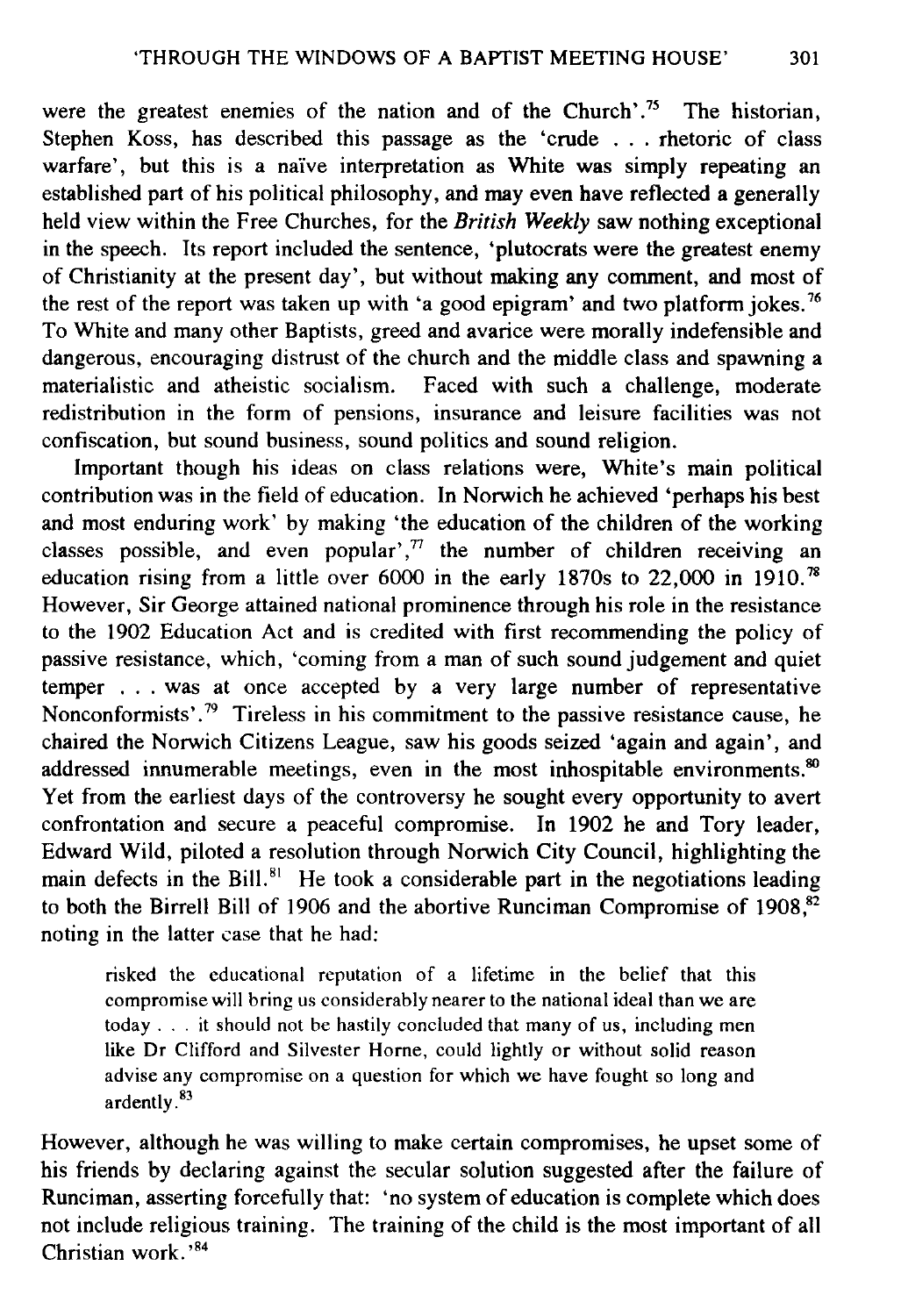were the greatest enemies of the nation and of the Church'.[75] The historian, Stephen Koss, has described this passage as the 'crude . . . rhetoric of class warfare', but this is a naïve interpretation as White was simply repeating an established part of his political philosophy, and may even have reflected a generally held view within the Free Churches, for the *British Weekly* saw nothing exceptional in the speech. Its report included the sentence, 'plutocrats were the greatest enemy of Christianity at the present day', but without making any comment, and most of the rest of the report was taken up with 'a good epigram' and two platform jokes.[76] To White and many other Baptists, greed and avarice were morally indefensible and dangerous, encouraging distrust of the church and the middle class and spawning a materialistic and atheistic socialism. Faced with such a challenge, moderate redistribution in the form of pensions, insurance and leisure facilities was not confiscation, but sound business, sound politics and sound religion.

Important though his ideas on class relations were, White's main political contribution was in the field of education. In Norwich he achieved 'perhaps his best and most enduring work' by making 'the education of the children of the working classes possible, and even popular',[77] the number of children receiving an education rising from a little over 6000 in the early 1870s to 22,000 in 1910.[78] However, Sir George attained national prominence through his role in the resistance to the 1902 Education Act and is credited with first recommending the policy of passive resistance, which, 'coming from a man of such sound judgement and quiet temper . . . was at once accepted by a very large number of representative Nonconformists'.[79] Tireless in his commitment to the passive resistance cause, he chaired the Norwich Citizens League, saw his goods seized 'again and again', and addressed innumerable meetings, even in the most inhospitable environments.[80] Yet from the earliest days of the controversy he sought every opportunity to avert confrontation and secure a peaceful compromise. In 1902 he and Tory leader, Edward Wild, piloted a resolution through Norwich City Council, highlighting the main defects in the Bill.[81] He took a considerable part in the negotiations leading to both the Birrell Bill of 1906 and the abortive Runciman Compromise of 1908,[82] noting in the latter case that he had:

> risked the educational reputation of a lifetime in the belief that this compromise will bring us considerably nearer to the national ideal than we are today . . . it should not be hastily concluded that many of us, including men like Dr Clifford and Silvester Horne, could lightly or without solid reason advise any compromise on a question for which we have fought so long and ardently.[83]

However, although he was willing to make certain compromises, he upset some of his friends by declaring against the secular solution suggested after the failure of Runciman, asserting forcefully that: 'no system of education is complete which does not include religious training. The training of the child is the most important of all Christian work.'[84]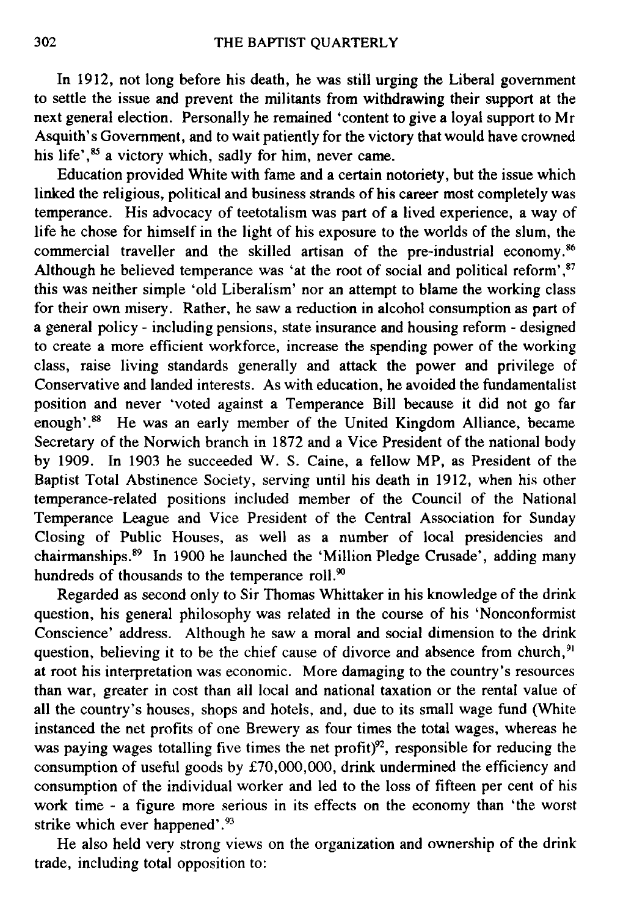In 1912, not long before his death, he was still urging the Liberal government to settle the issue and prevent the militants from withdrawing their support at the next general election. Personally he remained 'content to give a loyal support to Mr Asquith's Government, and to wait patiently for the victory that would have crowned his life',[85] a victory which, sadly for him, never came.

Education provided White with fame and a certain notoriety, but the issue which linked the religious, political and business strands of his career most completely was temperance. His advocacy of teetotalism was part of a lived experience, a way of life he chose for himself in the light of his exposure to the worlds of the slum, the commercial traveller and the skilled artisan of the pre-industrial economy.[86] Although he believed temperance was 'at the root of social and political reform',[87] this was neither simple 'old Liberalism' nor an attempt to blame the working class for their own misery. Rather, he saw a reduction in alcohol consumption as part of a general policy - including pensions, state insurance and housing reform - designed to create a more efficient workforce, increase the spending power of the working class, raise living standards generally and attack the power and privilege of Conservative and landed interests. As with education, he avoided the fundamentalist position and never 'voted against a Temperance Bill because it did not go far enough'.[88] He was an early member of the United Kingdom Alliance, became Secretary of the Norwich branch in 1872 and a Vice President of the national body by 1909. In 1903 he succeeded W. S. Caine, a fellow MP, as President of the Baptist Total Abstinence Society, serving until his death in 1912, when his other temperance-related positions included member of the Council of the National Temperance League and Vice President of the Central Association for Sunday Closing of Public Houses, as well as a number of local presidencies and chairmanships.[89] In 1900 he launched the 'Million Pledge Crusade', adding many hundreds of thousands to the temperance roll.[90]

Regarded as second only to Sir Thomas Whittaker in his knowledge of the drink question, his general philosophy was related in the course of his 'Nonconformist Conscience' address. Although he saw a moral and social dimension to the drink question, believing it to be the chief cause of divorce and absence from church,[91] at root his interpretation was economic. More damaging to the country's resources than war, greater in cost than all local and national taxation or the rental value of all the country's houses, shops and hotels, and, due to its small wage fund (White instanced the net profits of one Brewery as four times the total wages, whereas he was paying wages totalling five times the net profit)[92], responsible for reducing the consumption of useful goods by £70,000,000, drink undermined the efficiency and consumption of the individual worker and led to the loss of fifteen per cent of his work time - a figure more serious in its effects on the economy than 'the worst strike which ever happened'.[93]

He also held very strong views on the organization and ownership of the drink trade, including total opposition to: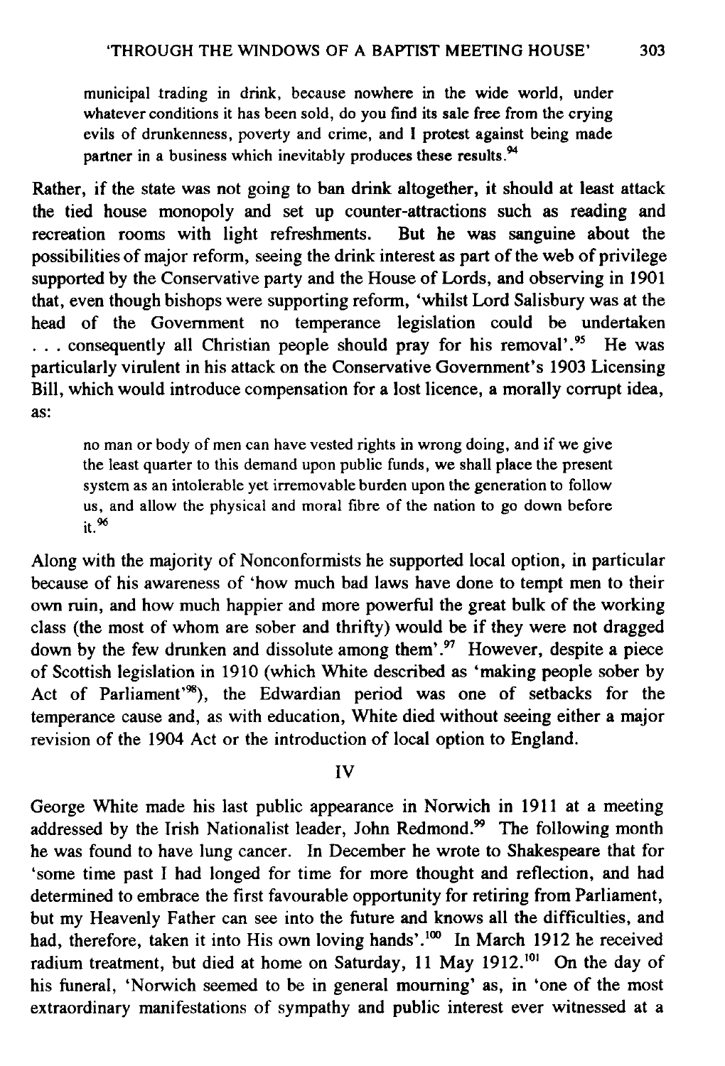municipal trading in drink, because nowhere in the wide world, under whatever conditions it has been sold, do you find its sale free from the crying evils of drunkenness, poverty and crime, and I protest against being made partner in a business which inevitably produces these results.[94]

Rather, if the state was not going to ban drink altogether, it should at least attack the tied house monopoly and set up counter-attractions such as reading and recreation rooms with light refreshments. But he was sanguine about the possibilities of major reform, seeing the drink interest as part of the web of privilege supported by the Conservative party and the House of Lords, and observing in 1901 that, even though bishops were supporting reform, 'whilst Lord Salisbury was at the head of the Government no temperance legislation could be undertaken . . . consequently all Christian people should pray for his removal'.[95] He was particularly virulent in his attack on the Conservative Government's 1903 Licensing Bill, which would introduce compensation for a lost licence, a morally corrupt idea, as:

> no man or body of men can have vested rights in wrong doing, and if we give the least quarter to this demand upon public funds, we shall place the present system as an intolerable yet irremovable burden upon the generation to follow us, and allow the physical and moral fibre of the nation to go down before it.[96]

Along with the majority of Nonconformists he supported local option, in particular because of his awareness of 'how much bad laws have done to tempt men to their own ruin, and how much happier and more powerful the great bulk of the working class (the most of whom are sober and thrifty) would be if they were not dragged down by the few drunken and dissolute among them'.[97] However, despite a piece of Scottish legislation in 1910 (which White described as 'making people sober by Act of Parliament'[98]), the Edwardian period was one of setbacks for the temperance cause and, as with education, White died without seeing either a major revision of the 1904 Act or the introduction of local option to England.

## IV

George White made his last public appearance in Norwich in 1911 at a meeting addressed by the Irish Nationalist leader, John Redmond.[99] The following month he was found to have lung cancer. In December he wrote to Shakespeare that for 'some time past I had longed for time for more thought and reflection, and had determined to embrace the first favourable opportunity for retiring from Parliament, but my Heavenly Father can see into the future and knows all the difficulties, and had, therefore, taken it into His own loving hands'.[100] In March 1912 he received radium treatment, but died at home on Saturday, 11 May 1912.[101] On the day of his funeral, 'Norwich seemed to be in general mourning' as, in 'one of the most extraordinary manifestations of sympathy and public interest ever witnessed at a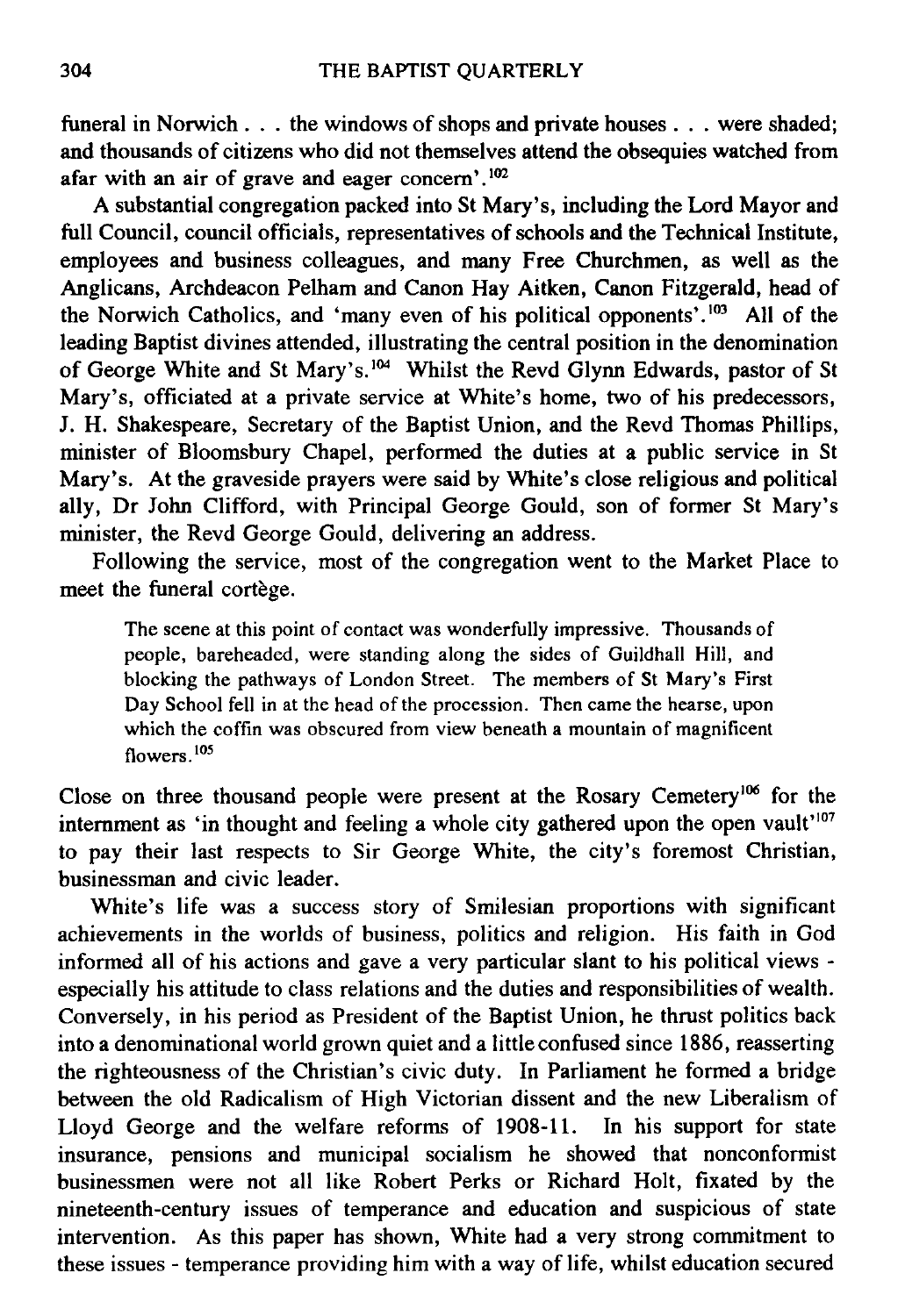funeral in Norwich . . . the windows of shops and private houses . . . were shaded; and thousands of citizens who did not themselves attend the obsequies watched from afar with an air of grave and eager concern'.[102]

A substantial congregation packed into St Mary's, including the Lord Mayor and full Council, council officials, representatives of schools and the Technical Institute, employees and business colleagues, and many Free Churchmen, as well as the Anglicans, Archdeacon Pelham and Canon Hay Aitken, Canon Fitzgerald, head of the Norwich Catholics, and 'many even of his political opponents'.[103] All of the leading Baptist divines attended, illustrating the central position in the denomination of George White and St Mary's.[104] Whilst the Revd Glynn Edwards, pastor of St Mary's, officiated at a private service at White's home, two of his predecessors, J. H. Shakespeare, Secretary of the Baptist Union, and the Revd Thomas Phillips, minister of Bloomsbury Chapel, performed the duties at a public service in St Mary's. At the graveside prayers were said by White's close religious and political ally, Dr John Clifford, with Principal George Gould, son of former St Mary's minister, the Revd George Gould, delivering an address.

Following the service, most of the congregation went to the Market Place to meet the funeral cortège.

> The scene at this point of contact was wonderfully impressive. Thousands of people, bareheaded, were standing along the sides of Guildhall Hill, and blocking the pathways of London Street. The members of St Mary's First Day School fell in at the head of the procession. Then came the hearse, upon which the coffin was obscured from view beneath a mountain of magnificent flowers.[105]

Close on three thousand people were present at the Rosary Cemetery[106] for the internment as 'in thought and feeling a whole city gathered upon the open vault'[107] to pay their last respects to Sir George White, the city's foremost Christian, businessman and civic leader.

White's life was a success story of Smilesian proportions with significant achievements in the worlds of business, politics and religion. His faith in God informed all of his actions and gave a very particular slant to his political views - especially his attitude to class relations and the duties and responsibilities of wealth. Conversely, in his period as President of the Baptist Union, he thrust politics back into a denominational world grown quiet and a little confused since 1886, reasserting the righteousness of the Christian's civic duty. In Parliament he formed a bridge between the old Radicalism of High Victorian dissent and the new Liberalism of Lloyd George and the welfare reforms of 1908-11. In his support for state insurance, pensions and municipal socialism he showed that nonconformist businessmen were not all like Robert Perks or Richard Holt, fixated by the nineteenth-century issues of temperance and education and suspicious of state intervention. As this paper has shown, White had a very strong commitment to these issues - temperance providing him with a way of life, whilst education secured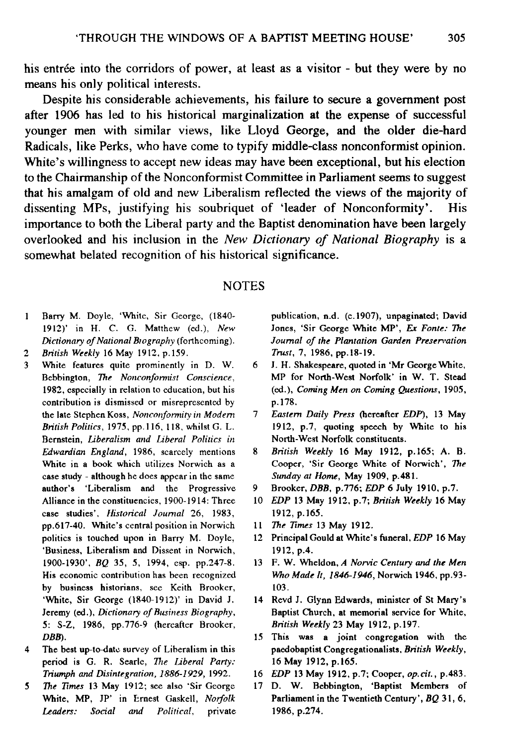his entrée into the corridors of power, at least as a visitor - but they were by no means his only political interests.

Despite his considerable achievements, his failure to secure a government post after 1906 has led to his historical marginalization at the expense of successful younger men with similar views, like Lloyd George, and the older die-hard Radicals, like Perks, who have come to typify middle-class nonconformist opinion. White's willingness to accept new ideas may have been exceptional, but his election to the Chairmanship of the Nonconformist Committee in Parliament seems to suggest that his amalgam of old and new Liberalism reflected the views of the majority of dissenting MPs, justifying his soubriquet of 'leader of Nonconformity'. His importance to both the Liberal party and the Baptist denomination have been largely overlooked and his inclusion in the *New Dictionary of National Biography* is a somewhat belated recognition of his historical significance.

## NOTES

1. Barry M. Doyle, 'White, Sir George, (1840-1912)' in H. C. G. Matthew (ed.), *New Dictionary of National Biography* (forthcoming).
2. *British Weekly* 16 May 1912, p.159.
3. White features quite prominently in D. W. Bebbington, *The Nonconformist Conscience*, 1982, especially in relation to education, but his contribution is dismissed or misrepresented by the late Stephen Koss, *Nonconformity in Modern British Politics*, 1975, pp.116, 118, whilst G. L. Bernstein, *Liberalism and Liberal Politics in Edwardian England*, 1986, scarcely mentions White in a book which utilizes Norwich as a case study - although he does appear in the same author's 'Liberalism and the Progressive Alliance in the constituencies, 1900-1914: Three case studies', *Historical Journal* 26, 1983, pp.617-40. White's central position in Norwich politics is touched upon in Barry M. Doyle, 'Business, Liberalism and Dissent in Norwich, 1900-1930', *BQ* 35, 5, 1994, esp. pp.247-8. His economic contribution has been recognized by business historians, see Keith Brooker, 'White, Sir George (1840-1912)' in David J. Jeremy (ed.), *Dictionary of Business Biography*, 5: S-Z, 1986, pp.776-9 (hereafter Brooker, *DBB*).
4. The best up-to-date survey of Liberalism in this period is G. R. Searle, *The Liberal Party: Triumph and Disintegration, 1886-1929*, 1992.
5. *The Times* 13 May 1912; see also 'Sir George White, MP, JP' in Ernest Gaskell, *Norfolk Leaders: Social and Political*, private publication, n.d. (c.1907), unpaginated; David Jones, 'Sir George White MP', *Ex Fonte: The Journal of the Plantation Garden Preservation Trust*, 7, 1986, pp.18-19.
6. J. H. Shakespeare, quoted in 'Mr George White, MP for North-West Norfolk' in W. T. Stead (ed.), *Coming Men on Coming Questions*, 1905, p.178.
7. *Eastern Daily Press* (hereafter *EDP*), 13 May 1912, p.7, quoting speech by White to his North-West Norfolk constituents.
8. *British Weekly* 16 May 1912, p.165; A. B. Cooper, 'Sir George White of Norwich', *The Sunday at Home*, May 1909, p.481.
9. Brooker, *DBB*, p.776; *EDP* 6 July 1910, p.7.
10. *EDP* 13 May 1912, p.7; *British Weekly* 16 May 1912, p.165.
11. *The Times* 13 May 1912.
12. Principal Gould at White's funeral, *EDP* 16 May 1912, p.4.
13. F. W. Wheldon, *A Norvic Century and the Men Who Made It, 1846-1946*, Norwich 1946, pp.93-103.
14. Revd J. Glynn Edwards, minister of St Mary's Baptist Church, at memorial service for White, *British Weekly* 23 May 1912, p.197.
15. This was a joint congregation with the paedobaptist Congregationalists, *British Weekly*, 16 May 1912, p.165.
16. *EDP* 13 May 1912, p.7; Cooper, *op.cit.*, p.483.
17. D. W. Bebbington, 'Baptist Members of Parliament in the Twentieth Century', *BQ* 31, 6, 1986, p.274.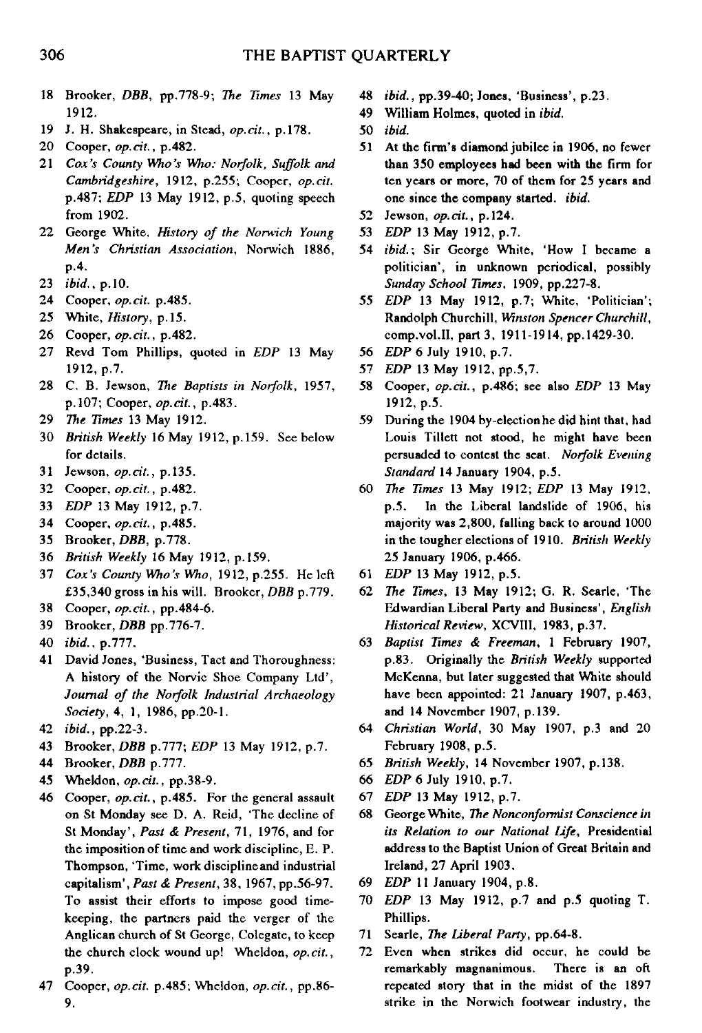18 Brooker, *DBB*, pp.778-9; *The Times* 13 May 1912.
19 J. H. Shakespeare, in Stead, *op.cit.*, p.178.
20 Cooper, *op.cit.*, p.482.
21 *Cox's County Who's Who: Norfolk, Suffolk and Cambridgeshire*, 1912, p.255; Cooper, *op.cit.* p.487; *EDP* 13 May 1912, p.5, quoting speech from 1902.
22 George White, *History of the Norwich Young Men's Christian Association*, Norwich 1886, p.4.
23 *ibid.*, p.10.
24 Cooper, *op.cit.* p.485.
25 White, *History*, p.15.
26 Cooper, *op.cit.*, p.482.
27 Revd Tom Phillips, quoted in *EDP* 13 May 1912, p.7.
28 C. B. Jewson, *The Baptists in Norfolk*, 1957, p.107; Cooper, *op.cit.*, p.483.
29 *The Times* 13 May 1912.
30 *British Weekly* 16 May 1912, p.159. See below for details.
31 Jewson, *op.cit.*, p.135.
32 Cooper, *op.cit.*, p.482.
33 *EDP* 13 May 1912, p.7.
34 Cooper, *op.cit.*, p.485.
35 Brooker, *DBB*, p.778.
36 *British Weekly* 16 May 1912, p.159.
37 *Cox's County Who's Who*, 1912, p.255. He left £35,340 gross in his will. Brooker, *DBB* p.779.
38 Cooper, *op.cit.*, pp.484-6.
39 Brooker, *DBB* pp.776-7.
40 *ibid.*, p.777.
41 David Jones, 'Business, Tact and Thoroughness: A history of the Norvic Shoe Company Ltd', *Journal of the Norfolk Industrial Archaeology Society*, 4, 1, 1986, pp.20-1.
42 *ibid.*, pp.22-3.
43 Brooker, *DBB* p.777; *EDP* 13 May 1912, p.7.
44 Brooker, *DBB* p.777.
45 Wheldon, *op.cit.*, pp.38-9.
46 Cooper, *op.cit.*, p.485. For the general assault on St Monday see D. A. Reid, 'The decline of St Monday', *Past & Present*, 71, 1976, and for the imposition of time and work discipline, E. P. Thompson, 'Time, work discipline and industrial capitalism', *Past & Present*, 38, 1967, pp.56-97. To assist their efforts to impose good time-keeping, the partners paid the verger of the Anglican church of St George, Colegate, to keep the church clock wound up! Wheldon, *op.cit.*, p.39.
47 Cooper, *op.cit.* p.485; Wheldon, *op.cit.*, pp.86-9.
48 *ibid.*, pp.39-40; Jones, 'Business', p.23.
49 William Holmes, quoted in *ibid.*
50 *ibid.*
51 At the firm's diamond jubilee in 1906, no fewer than 350 employees had been with the firm for ten years or more, 70 of them for 25 years and one since the company started. *ibid.*
52 Jewson, *op.cit.*, p.124.
53 *EDP* 13 May 1912, p.7.
54 *ibid.*; Sir George White, 'How I became a politician', in unknown periodical, possibly *Sunday School Times*, 1909, pp.227-8.
55 *EDP* 13 May 1912, p.7; White, 'Politician'; Randolph Churchill, *Winston Spencer Churchill*, comp.vol.II, part 3, 1911-1914, pp.1429-30.
56 *EDP* 6 July 1910, p.7.
57 *EDP* 13 May 1912, pp.5,7.
58 Cooper, *op.cit.*, p.486; see also *EDP* 13 May 1912, p.5.
59 During the 1904 by-election he did hint that, had Louis Tillett not stood, he might have been persuaded to contest the seat. *Norfolk Evening Standard* 14 January 1904, p.5.
60 *The Times* 13 May 1912; *EDP* 13 May 1912, p.5. In the Liberal landslide of 1906, his majority was 2,800, falling back to around 1000 in the tougher elections of 1910. *British Weekly* 25 January 1906, p.466.
61 *EDP* 13 May 1912, p.5.
62 *The Times*, 13 May 1912; G. R. Searle, 'The Edwardian Liberal Party and Business', *English Historical Review*, XCVIII, 1983, p.37.
63 *Baptist Times & Freeman*, 1 February 1907, p.83. Originally the *British Weekly* supported McKenna, but later suggested that White should have been appointed: 21 January 1907, p.463, and 14 November 1907, p.139.
64 *Christian World*, 30 May 1907, p.3 and 20 February 1908, p.5.
65 *British Weekly*, 14 November 1907, p.138.
66 *EDP* 6 July 1910, p.7.
67 *EDP* 13 May 1912, p.7.
68 George White, *The Nonconformist Conscience in its Relation to our National Life*, Presidential address to the Baptist Union of Great Britain and Ireland, 27 April 1903.
69 *EDP* 11 January 1904, p.8.
70 *EDP* 13 May 1912, p.7 and p.5 quoting T. Phillips.
71 Searle, *The Liberal Party*, pp.64-8.
72 Even when strikes did occur, he could be remarkably magnanimous. There is an oft repeated story that in the midst of the 1897 strike in the Norwich footwear industry, the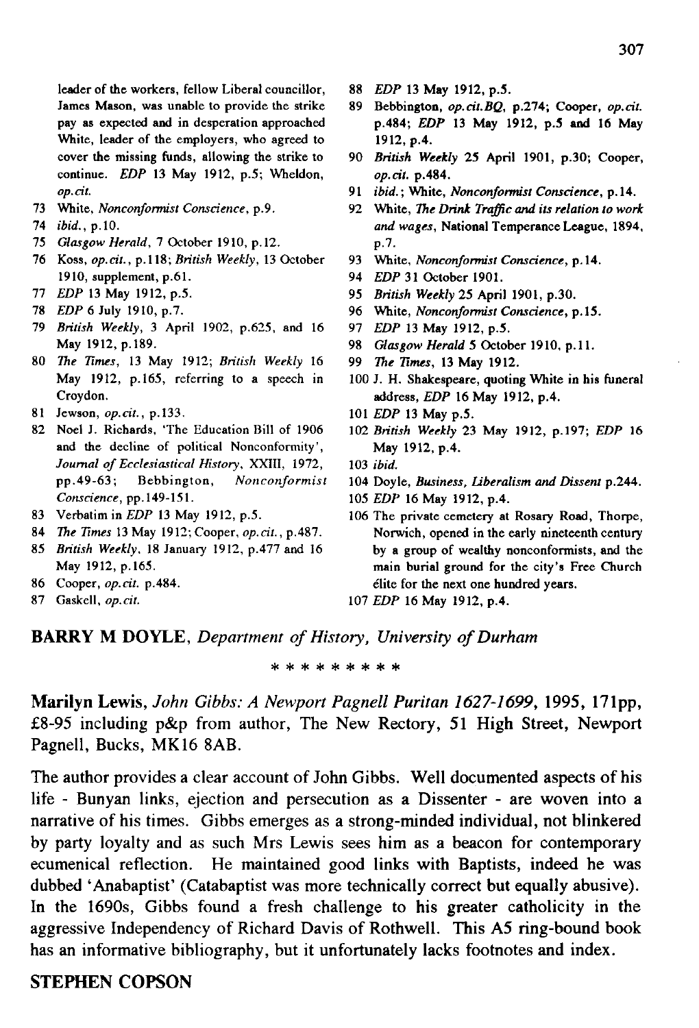leader of the workers, fellow Liberal councillor, James Mason, was unable to provide the strike pay as expected and in desperation approached White, leader of the employers, who agreed to cover the missing funds, allowing the strike to continue. *EDP* 13 May 1912, p.5; Wheldon, *op.cit.*

73 White, *Nonconformist Conscience*, p.9.
74 *ibid.*, p.10.
75 *Glasgow Herald*, 7 October 1910, p.12.
76 Koss, *op.cit.*, p.118; *British Weekly*, 13 October 1910, supplement, p.61.
77 *EDP* 13 May 1912, p.5.
78 *EDP* 6 July 1910, p.7.
79 *British Weekly*, 3 April 1902, p.625, and 16 May 1912, p.189.
80 *The Times*, 13 May 1912; *British Weekly* 16 May 1912, p.165, referring to a speech in Croydon.
81 Jewson, *op.cit.*, p.133.
82 Noel J. Richards, 'The Education Bill of 1906 and the decline of political Nonconformity', *Journal of Ecclesiastical History*, XXIII, 1972, pp.49-63; Bebbington, *Nonconformist Conscience*, pp.149-151.
83 Verbatim in *EDP* 13 May 1912, p.5.
84 *The Times* 13 May 1912; Cooper, *op.cit.*, p.487.
85 *British Weekly*, 18 January 1912, p.477 and 16 May 1912, p.165.
86 Cooper, *op.cit.* p.484.
87 Gaskell, *op.cit.*
88 *EDP* 13 May 1912, p.5.
89 Bebbington, *op.cit.BQ*, p.274; Cooper, *op.cit.* p.484; *EDP* 13 May 1912, p.5 and 16 May 1912, p.4.
90 *British Weekly* 25 April 1901, p.30; Cooper, *op.cit.* p.484.
91 *ibid.*; White, *Nonconformist Conscience*, p.14.
92 White, *The Drink Traffic and its relation to work and wages*, National Temperance League, 1894, p.7.
93 White, *Nonconformist Conscience*, p.14.
94 *EDP* 31 October 1901.
95 *British Weekly* 25 April 1901, p.30.
96 White, *Nonconformist Conscience*, p.15.
97 *EDP* 13 May 1912, p.5.
98 *Glasgow Herald* 5 October 1910, p.11.
99 *The Times*, 13 May 1912.
100 J. H. Shakespeare, quoting White in his funeral address, *EDP* 16 May 1912, p.4.
101 *EDP* 13 May p.5.
102 *British Weekly* 23 May 1912, p.197; *EDP* 16 May 1912, p.4.
103 *ibid.*
104 Doyle, *Business, Liberalism and Dissent* p.244.
105 *EDP* 16 May 1912, p.4.
106 The private cemetery at Rosary Road, Thorpe, Norwich, opened in the early nineteenth century by a group of wealthy nonconformists, and the main burial ground for the city's Free Church élite for the next one hundred years.
107 *EDP* 16 May 1912, p.4.

**BARRY M DOYLE**, *Department of History, University of Durham*

\* \* \* \* \* \* \* \* \*

**Marilyn Lewis**, *John Gibbs: A Newport Pagnell Puritan 1627-1699*, 1995, 171pp, £8-95 including p&p from author, The New Rectory, 51 High Street, Newport Pagnell, Bucks, MK16 8AB.

The author provides a clear account of John Gibbs. Well documented aspects of his life - Bunyan links, ejection and persecution as a Dissenter - are woven into a narrative of his times. Gibbs emerges as a strong-minded individual, not blinkered by party loyalty and as such Mrs Lewis sees him as a beacon for contemporary ecumenical reflection. He maintained good links with Baptists, indeed he was dubbed 'Anabaptist' (Catabaptist was more technically correct but equally abusive). In the 1690s, Gibbs found a fresh challenge to his greater catholicity in the aggressive Independency of Richard Davis of Rothwell. This A5 ring-bound book has an informative bibliography, but it unfortunately lacks footnotes and index.

**STEPHEN COPSON**